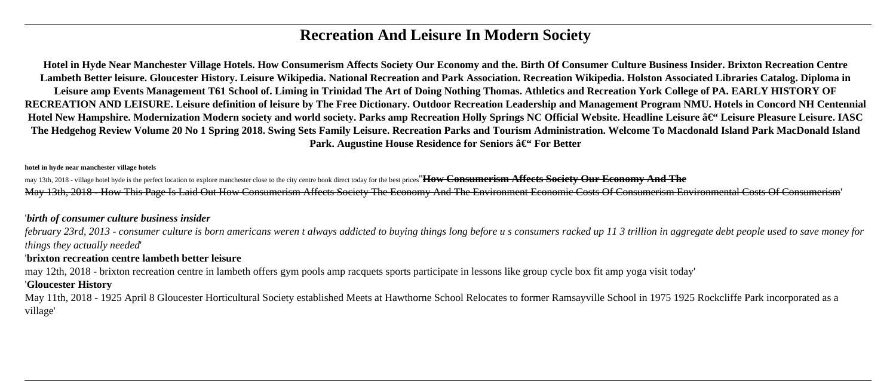# Recreation And Leisure In Modern Society

**Hotel in Hyde Near Manchester Village Hotels. How Consumerism Affects Society Our Economy and the. Birth Of Consumer Culture Business Insider. Brixton Recreation Centre Lambeth Better leisure. Gloucester History. Leisure Wikipedia. National Recreation and Park Association. Recreation Wikipedia. Holston Associated Libraries Catalog. Diploma in Leisure amp Events Management T61 School of. Liming in Trinidad The Art of Doing Nothing Thomas. Athletics and Recreation York College of PA. EARLY HISTORY OF RECREATION AND LEISURE. Leisure definition of leisure by The Free Dictionary. Outdoor Recreation Leadership and Management Program NMU. Hotels in Concord NH Centennial Hotel New Hampshire. Modernization Modern society and world society. Parks amp Recreation Holly Springs NC Official Website. Headline Leisure â€" Leisure Pleasure Leisure. IASC The Hedgehog Review Volume 20 No 1 Spring 2018. Swing Sets Family Leisure. Recreation Parks and Tourism Administration. Welcome To Macdonald Island Park MacDonald Island Park. Augustine House Residence for Seniors â€" For Better**

**hotel in hyde near manchester village hotels**

may 13th, 2018 - village hotel hyde is the perfect location to explore manchester close to the city centre book direct today for the best prices''**How Consumerism Affects Society Our Economy And The**

May 13th, 2018 - How This Page Is Laid Out How Consumerism Affects Society The Economy And The Environment Economic Costs Of Consumerism Environmental Costs Of Consumerism'

'***birth of consumer culture business insider***

*february 23rd, 2013 - consumer culture is born americans weren t always addicted to buying things long before u s consumers racked up 11 3 trillion in aggregate debt people used to save money for things they actually needed*'

'**brixton recreation centre lambeth better leisure**

may 12th, 2018 - brixton recreation centre in lambeth offers gym pools amp racquets sports participate in lessons like group cycle box fit amp yoga visit today'

'**Gloucester History**

May 11th, 2018 - 1925 April 8 Gloucester Horticultural Society established Meets at Hawthorne School Relocates to former Ramsayville School in 1975 1925 Rockcliffe Park incorporated as a village'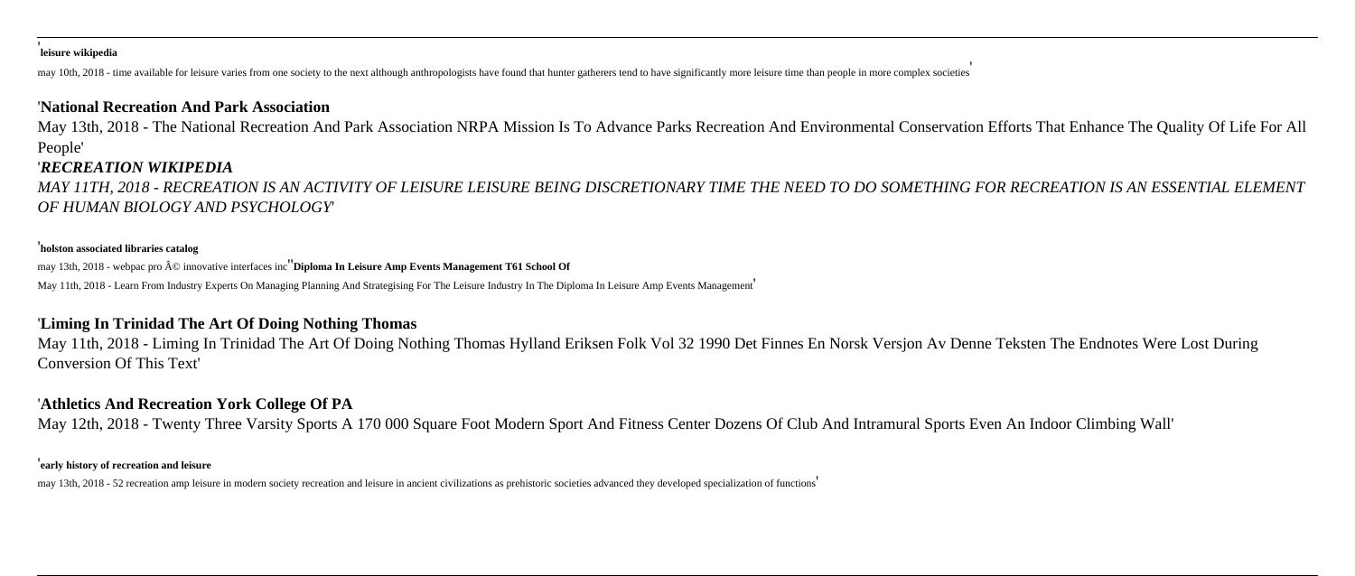'**leisure wikipedia**

may 10th, 2018 - time available for leisure varies from one society to the next although anthropologists have found that hunter gatherers tend to have significantly more leisure time than people in more complex societies'

## 'National Recreation And Park Association

May 13th, 2018 - The National Recreation And Park Association NRPA Mission Is To Advance Parks Recreation And Environmental Conservation Efforts That Enhance The Quality Of Life For All People'

## '*RECREATION WIKIPEDIA*

*MAY 11TH, 2018 - RECREATION IS AN ACTIVITY OF LEISURE LEISURE BEING DISCRETIONARY TIME THE NEED TO DO SOMETHING FOR RECREATION IS AN ESSENTIAL ELEMENT OF HUMAN BIOLOGY AND PSYCHOLOGY*'

'**holston associated libraries catalog**

may 13th, 2018 - webpac pro Â© innovative interfaces inc''**Diploma In Leisure Amp Events Management T61 School Of**

May 11th, 2018 - Learn From Industry Experts On Managing Planning And Strategising For The Leisure Industry In The Diploma In Leisure Amp Events Management'

## 'Liming In Trinidad The Art Of Doing Nothing Thomas

May 11th, 2018 - Liming In Trinidad The Art Of Doing Nothing Thomas Hylland Eriksen Folk Vol 32 1990 Det Finnes En Norsk Versjon Av Denne Teksten The Endnotes Were Lost During Conversion Of This Text'

## 'Athletics And Recreation York College Of PA

May 12th, 2018 - Twenty Three Varsity Sports A 170 000 Square Foot Modern Sport And Fitness Center Dozens Of Club And Intramural Sports Even An Indoor Climbing Wall'

'**early history of recreation and leisure**

may 13th, 2018 - 52 recreation amp leisure in modern society recreation and leisure in ancient civilizations as prehistoric societies advanced they developed specialization of functions'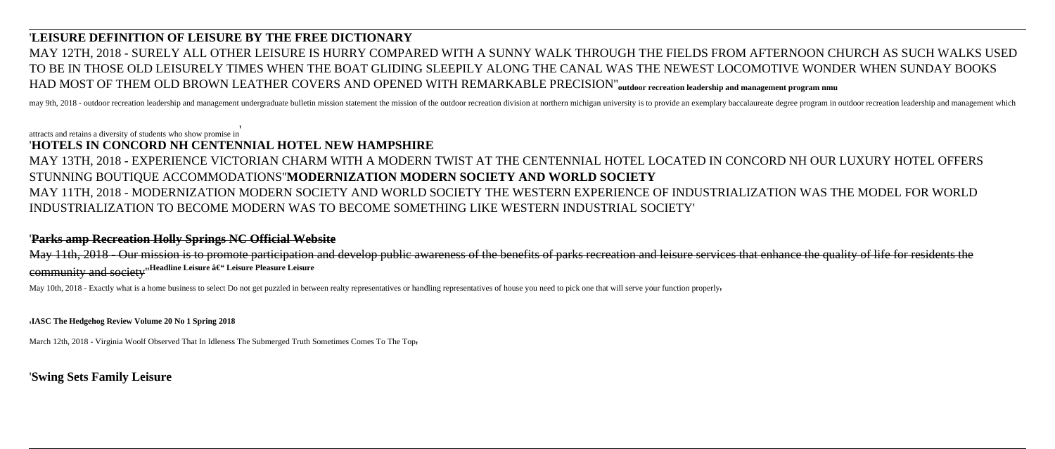'**LEISURE DEFINITION OF LEISURE BY THE FREE DICTIONARY**

MAY 12TH, 2018 - SURELY ALL OTHER LEISURE IS HURRY COMPARED WITH A SUNNY WALK THROUGH THE FIELDS FROM AFTERNOON CHURCH AS SUCH WALKS USED TO BE IN THOSE OLD LEISURELY TIMES WHEN THE BOAT GLIDING SLEEPILY ALONG THE CANAL WAS THE NEWEST LOCOMOTIVE WONDER WHEN SUNDAY BOOKS HAD MOST OF THEM OLD BROWN LEATHER COVERS AND OPENED WITH REMARKABLE PRECISION''**outdoor recreation leadership and management program nmu**

may 9th, 2018 - outdoor recreation leadership and management undergraduate bulletin mission statement the mission of the outdoor recreation division at northern michigan university is to provide an exemplary baccalaureate degree program in outdoor recreation leadership and management which attracts and retains a diversity of students who show promise in'

'**HOTELS IN CONCORD NH CENTENNIAL HOTEL NEW HAMPSHIRE**

MAY 13TH, 2018 - EXPERIENCE VICTORIAN CHARM WITH A MODERN TWIST AT THE CENTENNIAL HOTEL LOCATED IN CONCORD NH OUR LUXURY HOTEL OFFERS STUNNING BOUTIQUE ACCOMMODATIONS''**MODERNIZATION MODERN SOCIETY AND WORLD SOCIETY**

MAY 11TH, 2018 - MODERNIZATION MODERN SOCIETY AND WORLD SOCIETY THE WESTERN EXPERIENCE OF INDUSTRIALIZATION WAS THE MODEL FOR WORLD INDUSTRIALIZATION TO BECOME MODERN WAS TO BECOME SOMETHING LIKE WESTERN INDUSTRIAL SOCIETY'

'**Parks amp Recreation Holly Springs NC Official Website**

May 11th, 2018 - Our mission is to promote participation and develop public awareness of the benefits of parks recreation and leisure services that enhance the quality of life for residents the community and society''**Headline Leisure â€" Leisure Pleasure Leisure**

May 10th, 2018 - Exactly what is a home business to select Do not get puzzled in between realty representatives or handling representatives of house you need to pick one that will serve your function properly'

'**IASC The Hedgehog Review Volume 20 No 1 Spring 2018**

March 12th, 2018 - Virginia Woolf Observed That In Idleness The Submerged Truth Sometimes Comes To The Top'

'**Swing Sets Family Leisure**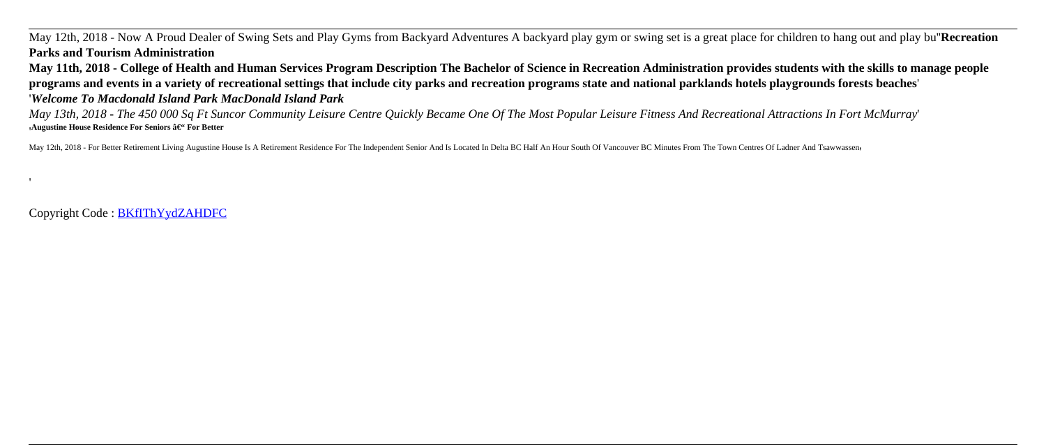May 12th, 2018 - Now A Proud Dealer of Swing Sets and Play Gyms from Backyard Adventures A backyard play gym or swing set is a great place for children to hang out and play bu''**Recreation Parks and Tourism Administration**

**May 11th, 2018 - College of Health and Human Services Program Description The Bachelor of Science in Recreation Administration provides students with the skills to manage people programs and events in a variety of recreational settings that include city parks and recreation programs state and national parklands hotels playgrounds forests beaches**'
'***Welcome To Macdonald Island Park MacDonald Island Park***

*May 13th, 2018 - The 450 000 Sq Ft Suncor Community Leisure Centre Quickly Became One Of The Most Popular Leisure Fitness And Recreational Attractions In Fort McMurray*'
'**Augustine House Residence For Seniors â€" For Better**

May 12th, 2018 - For Better Retirement Living Augustine House Is A Retirement Residence For The Independent Senior And Is Located In Delta BC Half An Hour South Of Vancouver BC Minutes From The Town Centres Of Ladner And Tsawwassen'

'

Copyright Code : BKfIThYydZAHDFC